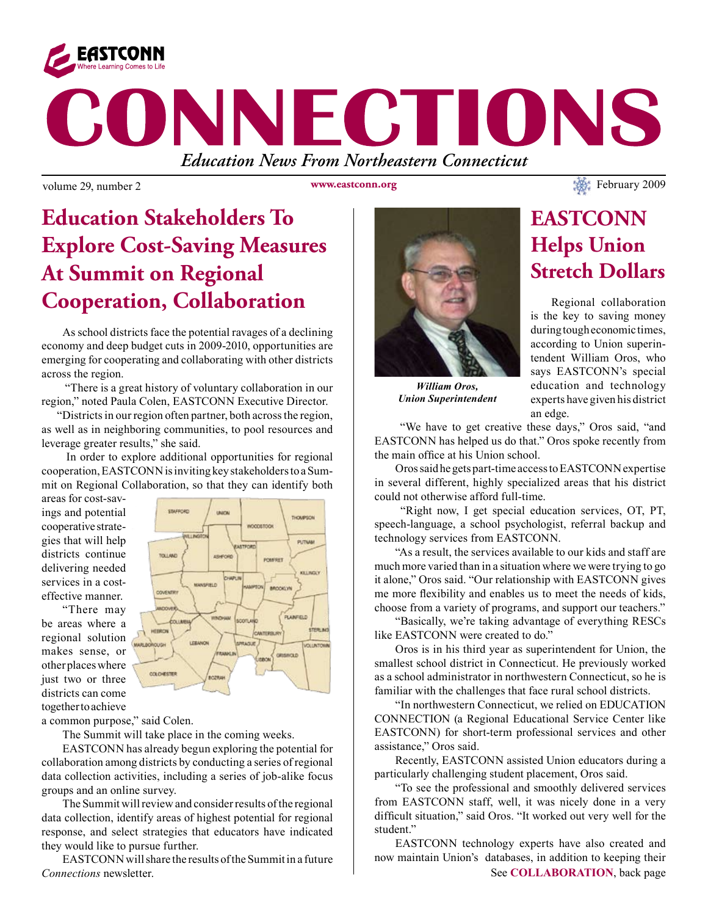EASTCONN
Where Learning Comes to Life

# CONNECTIONS

*Education News From Northeastern Connecticut*

volume 29, number 2 www.eastconn.org February 2009

## Education Stakeholders To Explore Cost-Saving Measures At Summit on Regional Cooperation, Collaboration

As school districts face the potential ravages of a declining economy and deep budget cuts in 2009-2010, opportunities are emerging for cooperating and collaborating with other districts across the region.

"There is a great history of voluntary collaboration in our region," noted Paula Colen, EASTCONN Executive Director.

"Districts in our region often partner, both across the region, as well as in neighboring communities, to pool resources and leverage greater results," she said.

In order to explore additional opportunities for regional cooperation, EASTCONN is inviting key stakeholders to a Summit on Regional Collaboration, so that they can identify both areas for cost-savings and potential cooperative strategies that will help districts continue delivering needed services in a cost-effective manner.

"There may be areas where a regional solution makes sense, or other places where just two or three districts can come together to achieve a common purpose," said Colen.

The Summit will take place in the coming weeks.

EASTCONN has already begun exploring the potential for collaboration among districts by conducting a series of regional data collection activities, including a series of job-alike focus groups and an online survey.

The Summit will review and consider results of the regional data collection, identify areas of highest potential for regional response, and select strategies that educators have indicated they would like to pursue further.

EASTCONN will share the results of the Summit in a future *Connections* newsletter.

## EASTCONN Helps Union Stretch Dollars

***William Oros, Union Superintendent***

Regional collaboration is the key to saving money during tough economic times, according to Union superintendent William Oros, who says EASTCONN's special education and technology experts have given his district an edge.

"We have to get creative these days," Oros said, "and EASTCONN has helped us do that." Oros spoke recently from the main office at his Union school.

Oros said he gets part-time access to EASTCONN expertise in several different, highly specialized areas that his district could not otherwise afford full-time.

"Right now, I get special education services, OT, PT, speech-language, a school psychologist, referral backup and technology services from EASTCONN.

"As a result, the services available to our kids and staff are much more varied than in a situation where we were trying to go it alone," Oros said. "Our relationship with EASTCONN gives me more flexibility and enables us to meet the needs of kids, choose from a variety of programs, and support our teachers."

"Basically, we're taking advantage of everything RESCs like EASTCONN were created to do."

Oros is in his third year as superintendent for Union, the smallest school district in Connecticut. He previously worked as a school administrator in northwestern Connecticut, so he is familiar with the challenges that face rural school districts.

"In northwestern Connecticut, we relied on EDUCATION CONNECTION (a Regional Educational Service Center like EASTCONN) for short-term professional services and other assistance," Oros said.

Recently, EASTCONN assisted Union educators during a particularly challenging student placement, Oros said.

"To see the professional and smoothly delivered services from EASTCONN staff, well, it was nicely done in a very difficult situation," said Oros. "It worked out very well for the student."

EASTCONN technology experts have also created and now maintain Union's databases, in addition to keeping their

See **COLLABORATION**, back page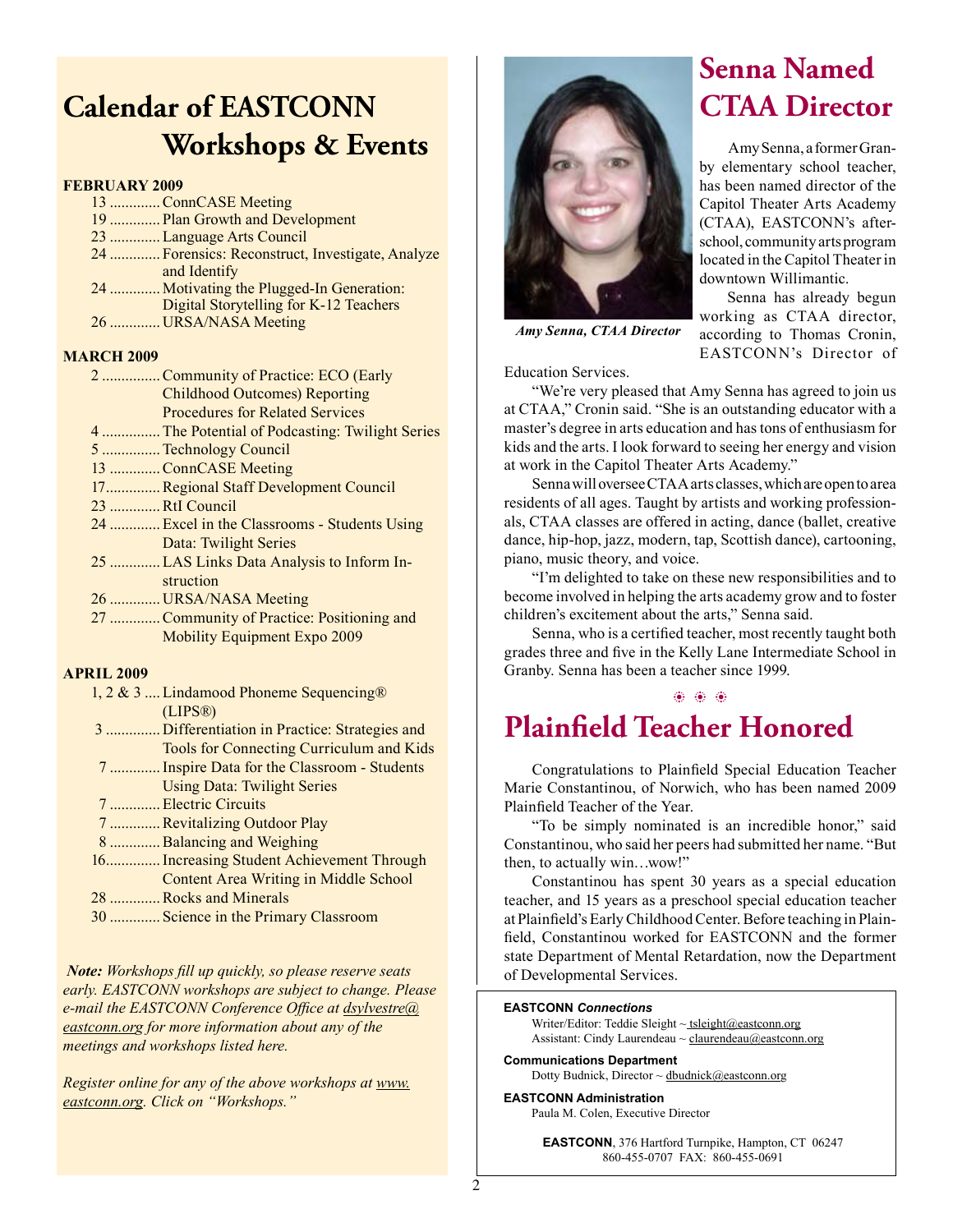# Calendar of EASTCONN Workshops & Events

**FEBRUARY 2009**

- 13 ............. ConnCASE Meeting
- 19 ............. Plan Growth and Development
- 23 ............. Language Arts Council
- 24 ............. Forensics: Reconstruct, Investigate, Analyze and Identify
- 24 ............. Motivating the Plugged-In Generation: Digital Storytelling for K-12 Teachers
- 26 ............. URSA/NASA Meeting

**MARCH 2009**

- 2 ............... Community of Practice: ECO (Early Childhood Outcomes) Reporting Procedures for Related Services
- 4 ............... The Potential of Podcasting: Twilight Series
- 5 ............... Technology Council
- 13 ............. ConnCASE Meeting
- 17.............. Regional Staff Development Council
- 23 ............. RtI Council
- 24 ............. Excel in the Classrooms - Students Using Data: Twilight Series
- 25 ............. LAS Links Data Analysis to Inform Instruction
- 26 ............. URSA/NASA Meeting
- 27 ............. Community of Practice: Positioning and Mobility Equipment Expo 2009

**APRIL 2009**

- 1, 2 & 3 .... Lindamood Phoneme Sequencing® (LIPS®)
- 3 .............. Differentiation in Practice: Strategies and Tools for Connecting Curriculum and Kids
- 7 ............. Inspire Data for the Classroom - Students Using Data: Twilight Series
- 7 ............. Electric Circuits
- 7 ............. Revitalizing Outdoor Play
- 8 ............. Balancing and Weighing
- 16.............. Increasing Student Achievement Through Content Area Writing in Middle School
- 28 ............. Rocks and Minerals
- 30 ............. Science in the Primary Classroom

***Note:*** *Workshops fill up quickly, so please reserve seats early. EASTCONN workshops are subject to change. Please e-mail the EASTCONN Conference Office at dsylvestre@eastconn.org for more information about any of the meetings and workshops listed here.*

*Register online for any of the above workshops at www.eastconn.org. Click on "Workshops."*

# Senna Named CTAA Director

*Amy Senna, CTAA Director*

Amy Senna, a former Granby elementary school teacher, has been named director of the Capitol Theater Arts Academy (CTAA), EASTCONN's after-school, community arts program located in the Capitol Theater in downtown Willimantic.

Senna has already begun working as CTAA director, according to Thomas Cronin, EASTCONN's Director of Education Services.

"We're very pleased that Amy Senna has agreed to join us at CTAA," Cronin said. "She is an outstanding educator with a master's degree in arts education and has tons of enthusiasm for kids and the arts. I look forward to seeing her energy and vision at work in the Capitol Theater Arts Academy."

Senna will oversee CTAA arts classes, which are open to area residents of all ages. Taught by artists and working professionals, CTAA classes are offered in acting, dance (ballet, creative dance, hip-hop, jazz, modern, tap, Scottish dance), cartooning, piano, music theory, and voice.

"I'm delighted to take on these new responsibilities and to become involved in helping the arts academy grow and to foster children's excitement about the arts," Senna said.

Senna, who is a certified teacher, most recently taught both grades three and five in the Kelly Lane Intermediate School in Granby. Senna has been a teacher since 1999.

# Plainfield Teacher Honored

Congratulations to Plainfield Special Education Teacher Marie Constantinou, of Norwich, who has been named 2009 Plainfield Teacher of the Year.

"To be simply nominated is an incredible honor," said Constantinou, who said her peers had submitted her name. "But then, to actually win…wow!"

Constantinou has spent 30 years as a special education teacher, and 15 years as a preschool special education teacher at Plainfield's Early Childhood Center. Before teaching in Plainfield, Constantinou worked for EASTCONN and the former state Department of Mental Retardation, now the Department of Developmental Services.

**EASTCONN *Connections***
Writer/Editor: Teddie Sleight ~ tsleight@eastconn.org
Assistant: Cindy Laurendeau ~ claurendeau@eastconn.org

**Communications Department**
Dotty Budnick, Director ~ dbudnick@eastconn.org

**EASTCONN Administration**
Paula M. Colen, Executive Director

**EASTCONN**, 376 Hartford Turnpike, Hampton, CT 06247
860-455-0707 FAX: 860-455-0691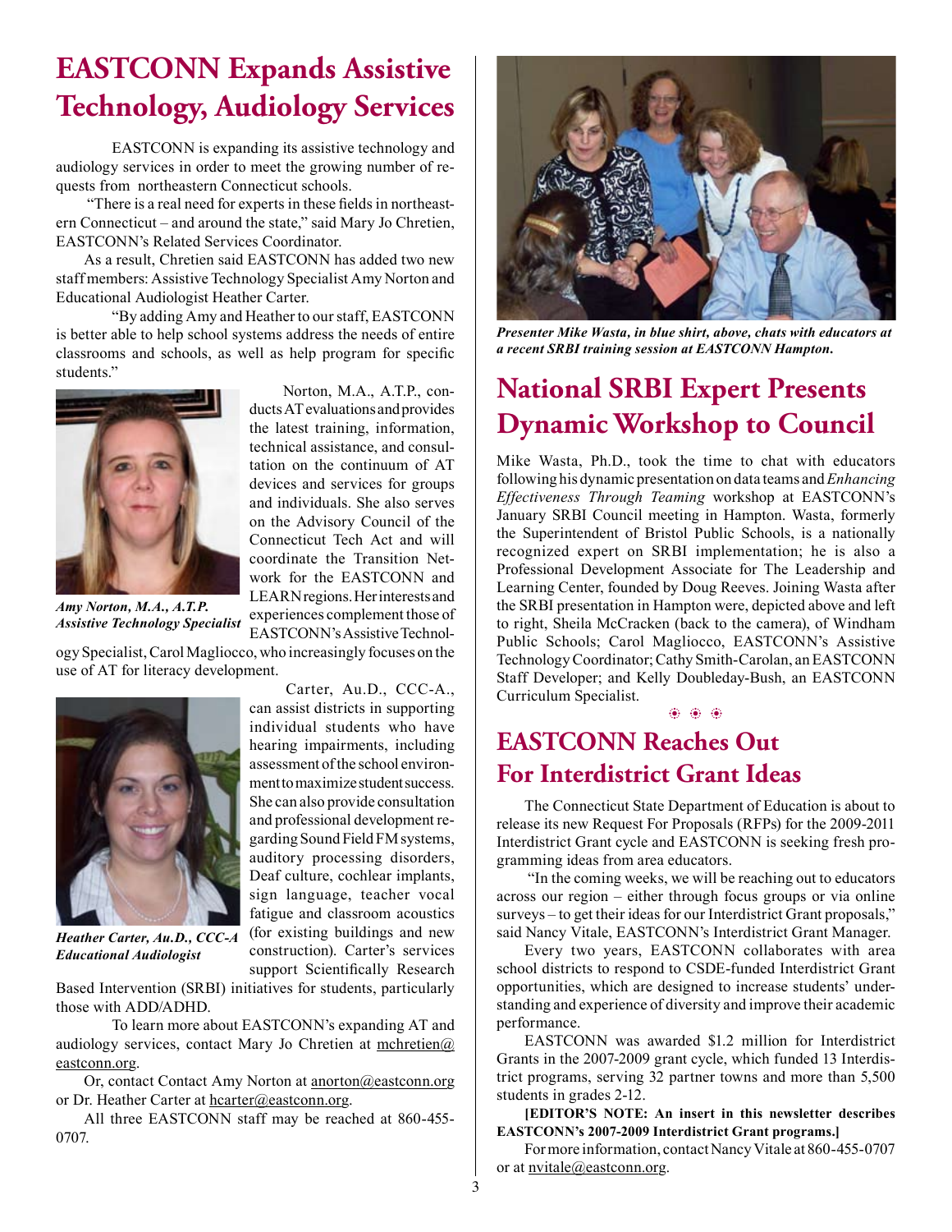# EASTCONN Expands Assistive Technology, Audiology Services

EASTCONN is expanding its assistive technology and audiology services in order to meet the growing number of requests from northeastern Connecticut schools.

"There is a real need for experts in these fields in northeastern Connecticut – and around the state," said Mary Jo Chretien, EASTCONN's Related Services Coordinator.

As a result, Chretien said EASTCONN has added two new staff members: Assistive Technology Specialist Amy Norton and Educational Audiologist Heather Carter.

"By adding Amy and Heather to our staff, EASTCONN is better able to help school systems address the needs of entire classrooms and schools, as well as help program for specific students."

*Amy Norton, M.A., A.T.P.*
*Assistive Technology Specialist*

Norton, M.A., A.T.P., conducts AT evaluations and provides the latest training, information, technical assistance, and consultation on the continuum of AT devices and services for groups and individuals. She also serves on the Advisory Council of the Connecticut Tech Act and will coordinate the Transition Network for the EASTCONN and LEARN regions. Her interests and experiences complement those of EASTCONN's Assistive Technology Specialist, Carol Magliocco, who increasingly focuses on the use of AT for literacy development.

*Heather Carter, Au.D., CCC-A*
*Educational Audiologist*

Carter, Au.D., CCC-A., can assist districts in supporting individual students who have hearing impairments, including assessment of the school environment to maximize student success. She can also provide consultation and professional development regarding Sound Field FM systems, auditory processing disorders, Deaf culture, cochlear implants, sign language, teacher vocal fatigue and classroom acoustics (for existing buildings and new construction). Carter's services support Scientifically Research Based Intervention (SRBI) initiatives for students, particularly those with ADD/ADHD.

To learn more about EASTCONN's expanding AT and audiology services, contact Mary Jo Chretien at mchretien@eastconn.org.

Or, contact Contact Amy Norton at anorton@eastconn.org or Dr. Heather Carter at hcarter@eastconn.org.

All three EASTCONN staff may be reached at 860-455-0707.

***Presenter Mike Wasta, in blue shirt, above, chats with educators at a recent SRBI training session at EASTCONN Hampton.***

# National SRBI Expert Presents Dynamic Workshop to Council

Mike Wasta, Ph.D., took the time to chat with educators following his dynamic presentation on data teams and *Enhancing Effectiveness Through Teaming* workshop at EASTCONN's January SRBI Council meeting in Hampton. Wasta, formerly the Superintendent of Bristol Public Schools, is a nationally recognized expert on SRBI implementation; he is also a Professional Development Associate for The Leadership and Learning Center, founded by Doug Reeves. Joining Wasta after the SRBI presentation in Hampton were, depicted above and left to right, Sheila McCracken (back to the camera), of Windham Public Schools; Carol Magliocco, EASTCONN's Assistive Technology Coordinator; Cathy Smith-Carolan, an EASTCONN Staff Developer; and Kelly Doubleday-Bush, an EASTCONN Curriculum Specialist.

# EASTCONN Reaches Out For Interdistrict Grant Ideas

The Connecticut State Department of Education is about to release its new Request For Proposals (RFPs) for the 2009-2011 Interdistrict Grant cycle and EASTCONN is seeking fresh programming ideas from area educators.

"In the coming weeks, we will be reaching out to educators across our region – either through focus groups or via online surveys – to get their ideas for our Interdistrict Grant proposals," said Nancy Vitale, EASTCONN's Interdistrict Grant Manager.

Every two years, EASTCONN collaborates with area school districts to respond to CSDE-funded Interdistrict Grant opportunities, which are designed to increase students' understanding and experience of diversity and improve their academic performance.

EASTCONN was awarded $1.2 million for Interdistrict Grants in the 2007-2009 grant cycle, which funded 13 Interdistrict programs, serving 32 partner towns and more than 5,500 students in grades 2-12.

**[EDITOR'S NOTE: An insert in this newsletter describes EASTCONN's 2007-2009 Interdistrict Grant programs.]**

For more information, contact Nancy Vitale at 860-455-0707 or at nvitale@eastconn.org.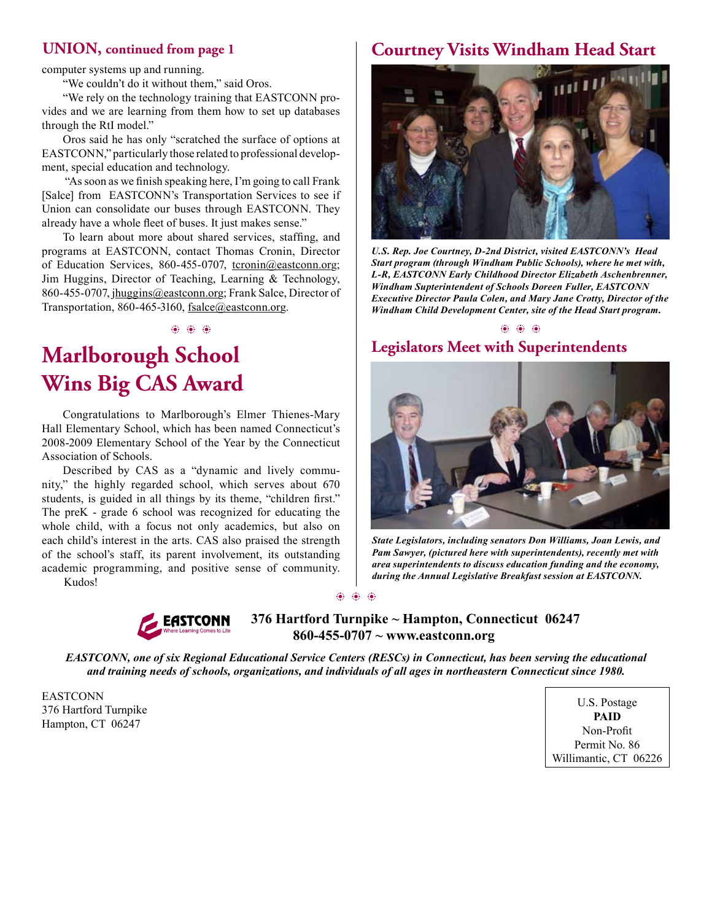## UNION, continued from page 1

computer systems up and running.

"We couldn't do it without them," said Oros.

"We rely on the technology training that EASTCONN provides and we are learning from them how to set up databases through the RtI model."

Oros said he has only "scratched the surface of options at EASTCONN," particularly those related to professional development, special education and technology.

"As soon as we finish speaking here, I'm going to call Frank [Salce] from EASTCONN's Transportation Services to see if Union can consolidate our buses through EASTCONN. They already have a whole fleet of buses. It just makes sense."

To learn about more about shared services, staffing, and programs at EASTCONN, contact Thomas Cronin, Director of Education Services, 860-455-0707, tcronin@eastconn.org; Jim Huggins, Director of Teaching, Learning & Technology, 860-455-0707, jhuggins@eastconn.org; Frank Salce, Director of Transportation, 860-465-3160, fsalce@eastconn.org.

# Marlborough School Wins Big CAS Award

Congratulations to Marlborough's Elmer Thienes-Mary Hall Elementary School, which has been named Connecticut's 2008-2009 Elementary School of the Year by the Connecticut Association of Schools.

Described by CAS as a "dynamic and lively community," the highly regarded school, which serves about 670 students, is guided in all things by its theme, "children first." The preK - grade 6 school was recognized for educating the whole child, with a focus not only academics, but also on each child's interest in the arts. CAS also praised the strength of the school's staff, its parent involvement, its outstanding academic programming, and positive sense of community.

Kudos!

## Courtney Visits Windham Head Start

***U.S. Rep. Joe Courtney, D-2nd District, visited EASTCONN's Head Start program (through Windham Public Schools), where he met with, L-R, EASTCONN Early Childhood Director Elizabeth Aschenbrenner, Windham Supterintendent of Schools Doreen Fuller, EASTCONN Executive Director Paula Colen, and Mary Jane Crotty, Director of the Windham Child Development Center, site of the Head Start program.***

## Legislators Meet with Superintendents

***State Legislators, including senators Don Williams, Joan Lewis, and Pam Sawyer, (pictured here with superintendents), recently met with area superintendents to discuss education funding and the economy, during the Annual Legislative Breakfast session at EASTCONN.***

EASTCONN — Where Learning Comes to Life

**376 Hartford Turnpike ~ Hampton, Connecticut 06247**
**860-455-0707 ~ www.eastconn.org**

***EASTCONN, one of six Regional Educational Service Centers (RESCs) in Connecticut, has been serving the educational and training needs of schools, organizations, and individuals of all ages in northeastern Connecticut since 1980.***

EASTCONN
376 Hartford Turnpike
Hampton, CT 06247

U.S. Postage
**PAID**
Non-Profit
Permit No. 86
Willimantic, CT 06226